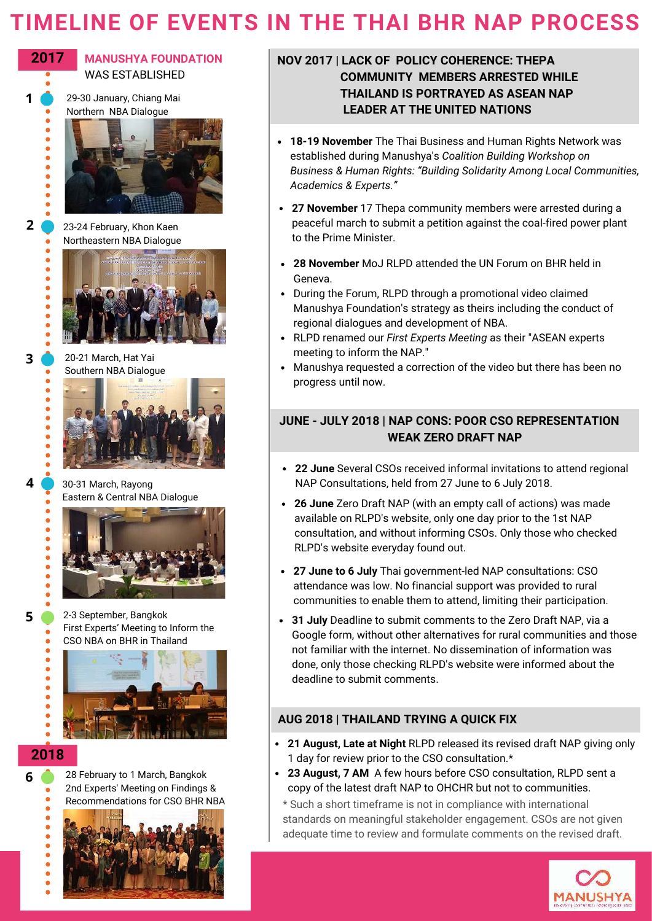# TIMELINE OF EVENTS IN THE THAI BHR NAP PROCESS

## 2017

**MANUSHYA FOUNDATION** WAS ESTABLISHED

**1** 29-30 January, Chiang Mai
Northern NBA Dialogue

**2** 23-24 February, Khon Kaen
Northeastern NBA Dialogue

**3** 20-21 March, Hat Yai
Southern NBA Dialogue

**4** 30-31 March, Rayong
Eastern & Central NBA Dialogue

**5** 2-3 September, Bangkok
First Experts' Meeting to Inform the CSO NBA on BHR in Thailand

## 2018

**6** 28 February to 1 March, Bangkok
2nd Experts' Meeting on Findings & Recommendations for CSO BHR NBA

### NOV 2017 | LACK OF POLICY COHERENCE: THEPA COMMUNITY MEMBERS ARRESTED WHILE THAILAND IS PORTRAYED AS ASEAN NAP LEADER AT THE UNITED NATIONS

- **18-19 November** The Thai Business and Human Rights Network was established during Manushya's *Coalition Building Workshop on Business & Human Rights: "Building Solidarity Among Local Communities, Academics & Experts."*
- **27 November** 17 Thepa community members were arrested during a peaceful march to submit a petition against the coal-fired power plant to the Prime Minister.
- **28 November** MoJ RLPD attended the UN Forum on BHR held in Geneva.
- During the Forum, RLPD through a promotional video claimed Manushya Foundation's strategy as theirs including the conduct of regional dialogues and development of NBA.
- RLPD renamed our *First Experts Meeting* as their "ASEAN experts meeting to inform the NAP."
- Manushya requested a correction of the video but there has been no progress until now.

### JUNE - JULY 2018 | NAP CONS: POOR CSO REPRESENTATION WEAK ZERO DRAFT NAP

- **22 June** Several CSOs received informal invitations to attend regional NAP Consultations, held from 27 June to 6 July 2018.
- **26 June** Zero Draft NAP (with an empty call of actions) was made available on RLPD's website, only one day prior to the 1st NAP consultation, and without informing CSOs. Only those who checked RLPD's website everyday found out.
- **27 June to 6 July** Thai government-led NAP consultations: CSO attendance was low. No financial support was provided to rural communities to enable them to attend, limiting their participation.
- **31 July** Deadline to submit comments to the Zero Draft NAP, via a Google form, without other alternatives for rural communities and those not familiar with the internet. No dissemination of information was done, only those checking RLPD's website were informed about the deadline to submit comments.

### AUG 2018 | THAILAND TRYING A QUICK FIX

- **21 August, Late at Night** RLPD released its revised draft NAP giving only 1 day for review prior to the CSO consultation.*
- **23 August, 7 AM** A few hours before CSO consultation, RLPD sent a copy of the latest draft NAP to OHCHR but not to communities.

\* Such a short timeframe is not in compliance with international standards on meaningful stakeholder engagement. CSOs are not given adequate time to review and formulate comments on the revised draft.

MANUSHYA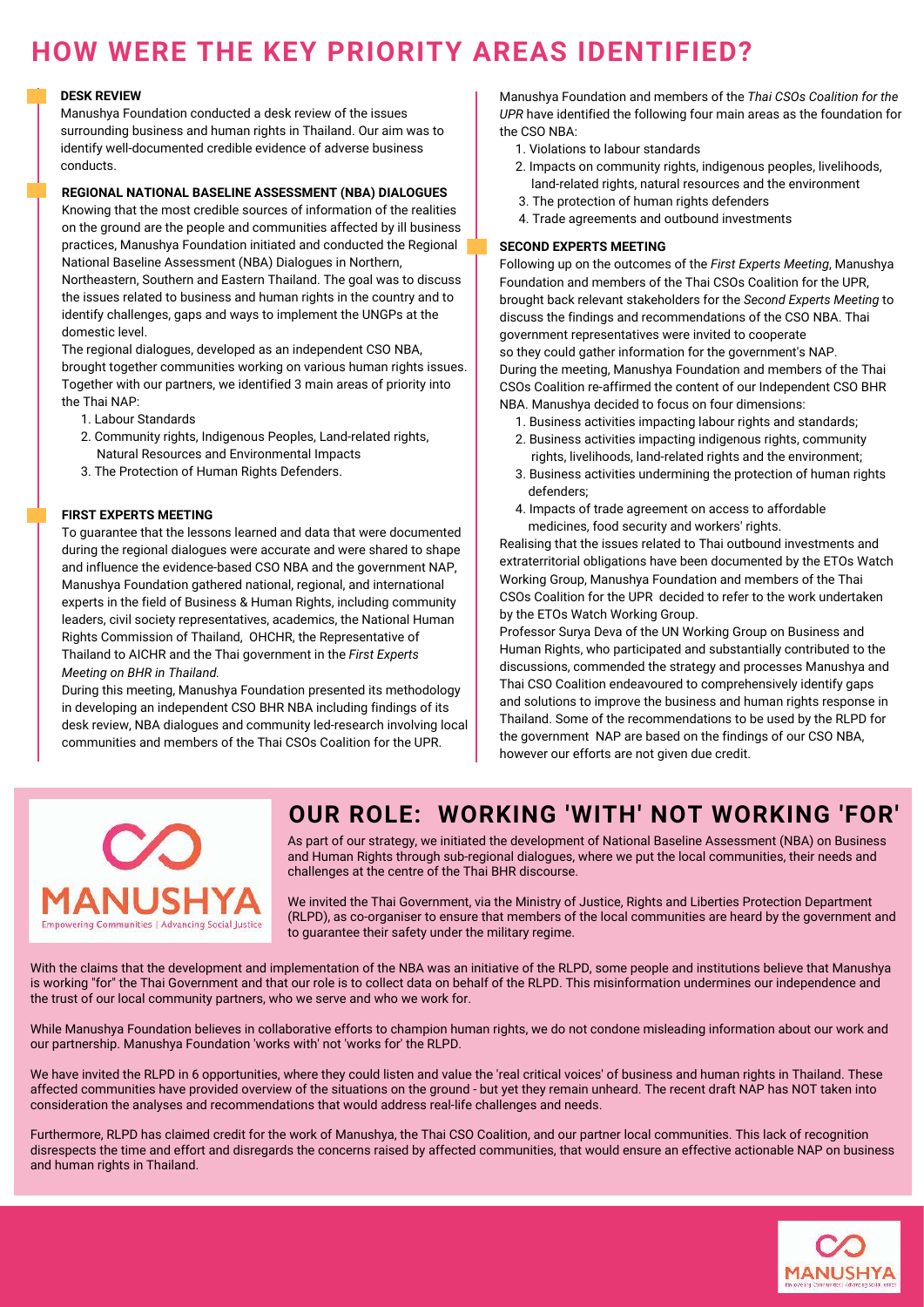# HOW WERE THE KEY PRIORITY AREAS IDENTIFIED?

**DESK REVIEW**

Manushya Foundation conducted a desk review of the issues surrounding business and human rights in Thailand. Our aim was to identify well-documented credible evidence of adverse business conducts.

**REGIONAL NATIONAL BASELINE ASSESSMENT (NBA) DIALOGUES**

Knowing that the most credible sources of information of the realities on the ground are the people and communities affected by ill business practices, Manushya Foundation initiated and conducted the Regional National Baseline Assessment (NBA) Dialogues in Northern, Northeastern, Southern and Eastern Thailand. The goal was to discuss the issues related to business and human rights in the country and to identify challenges, gaps and ways to implement the UNGPs at the domestic level.

The regional dialogues, developed as an independent CSO NBA, brought together communities working on various human rights issues. Together with our partners, we identified 3 main areas of priority into the Thai NAP:

1. Labour Standards
2. Community rights, Indigenous Peoples, Land-related rights, Natural Resources and Environmental Impacts
3. The Protection of Human Rights Defenders.

**FIRST EXPERTS MEETING**

To guarantee that the lessons learned and data that were documented during the regional dialogues were accurate and were shared to shape and influence the evidence-based CSO NBA and the government NAP, Manushya Foundation gathered national, regional, and international experts in the field of Business & Human Rights, including community leaders, civil society representatives, academics, the National Human Rights Commission of Thailand, OHCHR, the Representative of Thailand to AICHR and the Thai government in the *First Experts Meeting on BHR in Thailand.*

During this meeting, Manushya Foundation presented its methodology in developing an independent CSO BHR NBA including findings of its desk review, NBA dialogues and community led-research involving local communities and members of the Thai CSOs Coalition for the UPR.

Manushya Foundation and members of the *Thai CSOs Coalition for the UPR* have identified the following four main areas as the foundation for the CSO NBA:

1. Violations to labour standards
2. Impacts on community rights, indigenous peoples, livelihoods, land-related rights, natural resources and the environment
3. The protection of human rights defenders
4. Trade agreements and outbound investments

**SECOND EXPERTS MEETING**

Following up on the outcomes of the *First Experts Meeting*, Manushya Foundation and members of the Thai CSOs Coalition for the UPR, brought back relevant stakeholders for the *Second Experts Meeting* to discuss the findings and recommendations of the CSO NBA. Thai government representatives were invited to cooperate so they could gather information for the government's NAP. During the meeting, Manushya Foundation and members of the Thai CSOs Coalition re-affirmed the content of our Independent CSO BHR NBA. Manushya decided to focus on four dimensions:

1. Business activities impacting labour rights and standards;
2. Business activities impacting indigenous rights, community rights, livelihoods, land-related rights and the environment;
3. Business activities undermining the protection of human rights defenders;
4. Impacts of trade agreement on access to affordable medicines, food security and workers' rights.

Realising that the issues related to Thai outbound investments and extraterritorial obligations have been documented by the ETOs Watch Working Group, Manushya Foundation and members of the Thai CSOs Coalition for the UPR decided to refer to the work undertaken by the ETOs Watch Working Group.

Professor Surya Deva of the UN Working Group on Business and Human Rights, who participated and substantially contributed to the discussions, commended the strategy and processes Manushya and Thai CSO Coalition endeavoured to comprehensively identify gaps and solutions to improve the business and human rights response in Thailand. Some of the recommendations to be used by the RLPD for the government NAP are based on the findings of our CSO NBA, however our efforts are not given due credit.

## OUR ROLE: WORKING 'WITH' NOT WORKING 'FOR'

MANUSHYA
Empowering Communities | Advancing Social Justice

As part of our strategy, we initiated the development of National Baseline Assessment (NBA) on Business and Human Rights through sub-regional dialogues, where we put the local communities, their needs and challenges at the centre of the Thai BHR discourse.

We invited the Thai Government, via the Ministry of Justice, Rights and Liberties Protection Department (RLPD), as co-organiser to ensure that members of the local communities are heard by the government and to guarantee their safety under the military regime.

With the claims that the development and implementation of the NBA was an initiative of the RLPD, some people and institutions believe that Manushya is working "for" the Thai Government and that our role is to collect data on behalf of the RLPD. This misinformation undermines our independence and the trust of our local community partners, who we serve and who we work for.

While Manushya Foundation believes in collaborative efforts to champion human rights, we do not condone misleading information about our work and our partnership. Manushya Foundation 'works with' not 'works for' the RLPD.

We have invited the RLPD in 6 opportunities, where they could listen and value the 'real critical voices' of business and human rights in Thailand. These affected communities have provided overview of the situations on the ground - but yet they remain unheard. The recent draft NAP has NOT taken into consideration the analyses and recommendations that would address real-life challenges and needs.

Furthermore, RLPD has claimed credit for the work of Manushya, the Thai CSO Coalition, and our partner local communities. This lack of recognition disrespects the time and effort and disregards the concerns raised by affected communities, that would ensure an effective actionable NAP on business and human rights in Thailand.